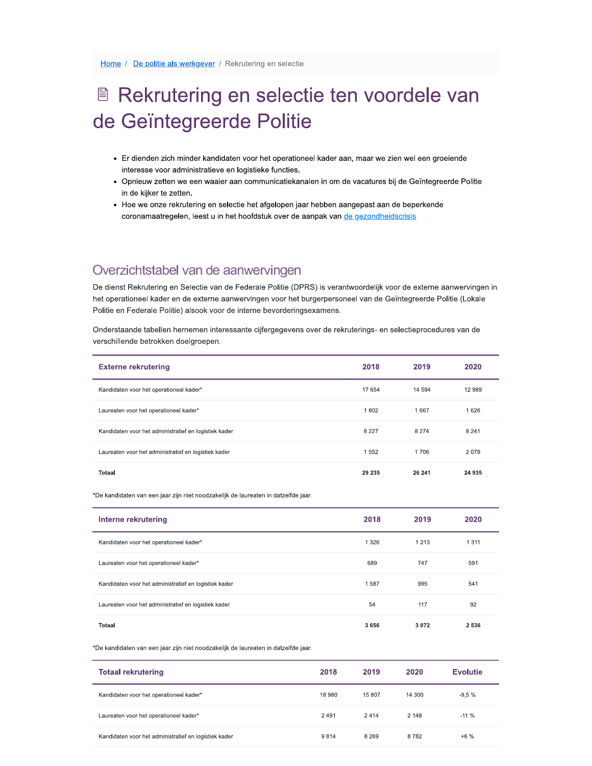Home / De politie als werkgever / Rekrutering en selectie

# Rekrutering en selectie ten voordele van de Geïntegreerde Politie

- Er dienden zich minder kandidaten voor het operationeel kader aan, maar we zien wel een groeiende interesse voor administratieve en logistieke functies.
- Opnieuw zetten we een waaier aan communicatiekanalen in om de vacatures bij de Geïntegreerde Politie in de kijker te zetten.
- Hoe we onze rekrutering en selectie het afgelopen jaar hebben aangepast aan de beperkende coronamaatregelen, leest u in het hoofdstuk over de aanpak van de gezondheidscrisis

## Overzichtstabel van de aanwervingen

De dienst Rekrutering en Selectie van de Federale Politie (DPRS) is verantwoordelijk voor de externe aanwervingen in het operationeel kader en de externe aanwervingen voor het burgerpersoneel van de Geïntegreerde Politie (Lokale Politie en Federale Politie) alsook voor de interne bevorderingsexamens.

Onderstaande tabellen hernemen interessante cijfergegevens over de rekruterings- en selectieprocedures van de verschillende betrokken doelgroepen.

| Externe rekrutering | 2018 | 2019 | 2020 |
|---|---|---|---|
| Kandidaten voor het operationeel kader* | 17 654 | 14 594 | 12 989 |
| Laureaten voor het operationeel kader* | 1 802 | 1 667 | 1 626 |
| Kandidaten voor het administratief en logistiek kader | 8 227 | 8 274 | 8 241 |
| Laureaten voor het administratief en logistiek kader | 1 552 | 1 706 | 2 079 |
| **Totaal** | **29 235** | **26 241** | **24 935** |

*De kandidaten van een jaar zijn niet noodzakelijk de laureaten in datzelfde jaar.

| Interne rekrutering | 2018 | 2019 | 2020 |
|---|---|---|---|
| Kandidaten voor het operationeel kader* | 1 326 | 1 213 | 1 311 |
| Laureaten voor het operationeel kader* | 689 | 747 | 591 |
| Kandidaten voor het administratief en logistiek kader | 1 587 | 995 | 541 |
| Laureaten voor het administratief en logistiek kader | 54 | 117 | 92 |
| **Totaal** | **3 656** | **3 072** | **2 536** |

*De kandidaten van een jaar zijn niet noodzakelijk de laureaten in datzelfde jaar.

| Totaal rekrutering | 2018 | 2019 | 2020 | Evolutie |
|---|---|---|---|---|
| Kandidaten voor het operationeel kader* | 18 980 | 15 807 | 14 300 | -9,5 % |
| Laureaten voor het operationeel kader* | 2 491 | 2 414 | 2 148 | -11 % |
| Kandidaten voor het administratief en logistiek kader | 9 814 | 8 269 | 8 782 | +6 % |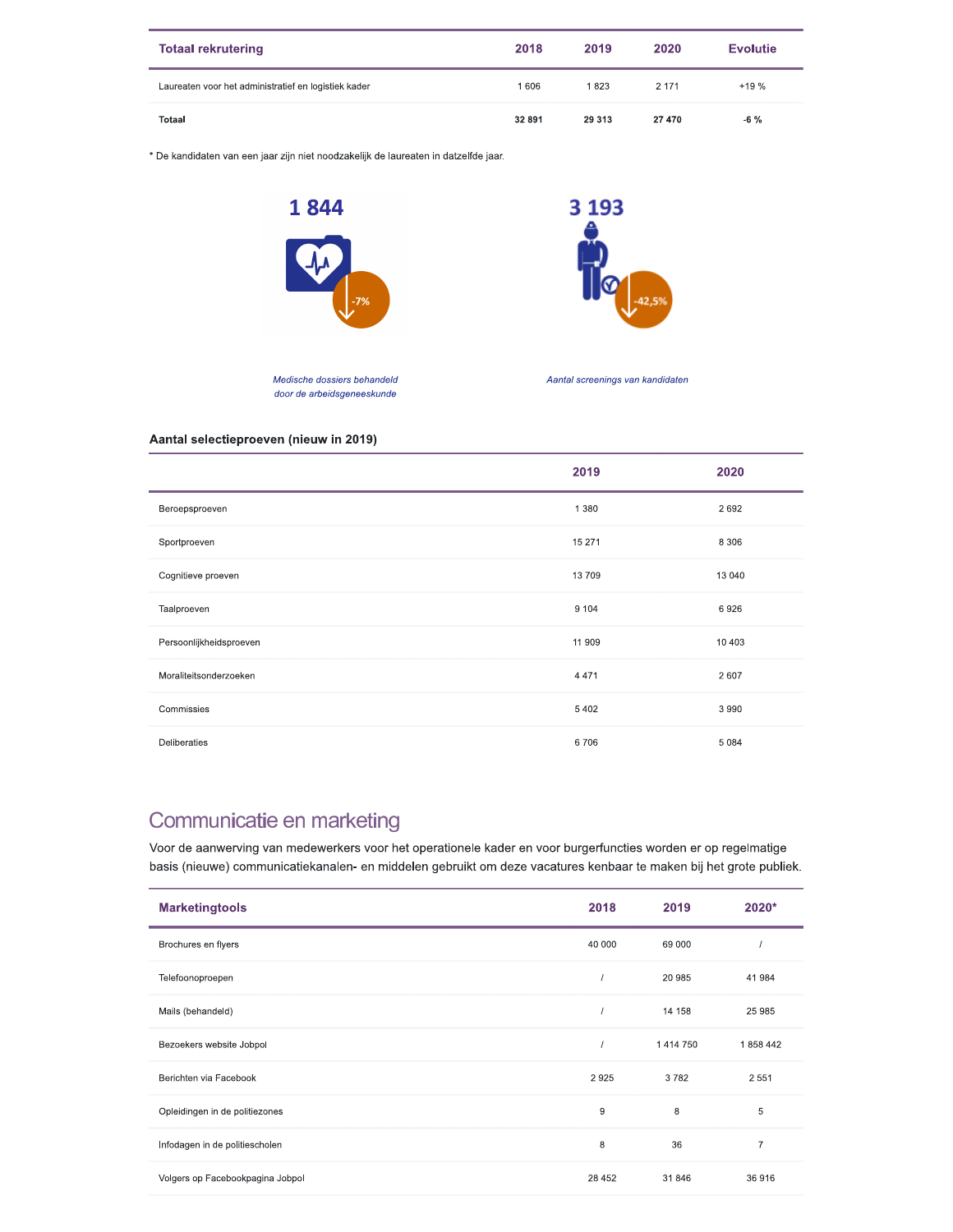| Totaal rekrutering | 2018 | 2019 | 2020 | Evolutie |
|---|---|---|---|---|
| Laureaten voor het administratief en logistiek kader | 1 606 | 1 823 | 2 171 | +19 % |
| **Totaal** | **32 891** | **29 313** | **27 470** | **-6 %** |

\* De kandidaten van een jaar zijn niet noodzakelijk de laureaten in datzelfde jaar.

**1 844** (-7%)

*Medische dossiers behandeld door de arbeidsgeneeskunde*

**3 193** (-42,5%)

*Aantal screenings van kandidaten*

**Aantal selectieproeven (nieuw in 2019)**

| | 2019 | 2020 |
|---|---|---|
| Beroepsproeven | 1 380 | 2 692 |
| Sportproeven | 15 271 | 8 306 |
| Cognitieve proeven | 13 709 | 13 040 |
| Taalproeven | 9 104 | 6 926 |
| Persoonlijkheidsproeven | 11 909 | 10 403 |
| Moraliteitsonderzoeken | 4 471 | 2 607 |
| Commissies | 5 402 | 3 990 |
| Deliberaties | 6 706 | 5 084 |

## Communicatie en marketing

Voor de aanwerving van medewerkers voor het operationele kader en voor burgerfuncties worden er op regelmatige basis (nieuwe) communicatiekanalen- en middelen gebruikt om deze vacatures kenbaar te maken bij het grote publiek.

| Marketingtools | 2018 | 2019 | 2020* |
|---|---|---|---|
| Brochures en flyers | 40 000 | 69 000 | / |
| Telefoonoproepen | / | 20 985 | 41 984 |
| Mails (behandeld) | / | 14 158 | 25 985 |
| Bezoekers website Jobpol | / | 1 414 750 | 1 858 442 |
| Berichten via Facebook | 2 925 | 3 782 | 2 551 |
| Opleidingen in de politiezones | 9 | 8 | 5 |
| Infodagen in de politiescholen | 8 | 36 | 7 |
| Volgers op Facebookpagina Jobpol | 28 452 | 31 846 | 36 916 |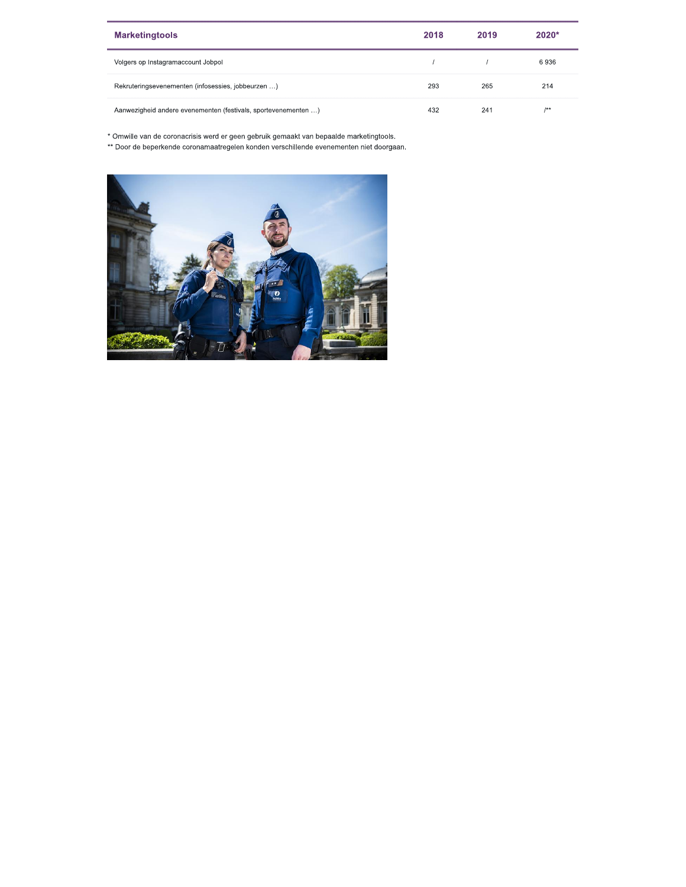| Marketingtools | 2018 | 2019 | 2020* |
|---|---|---|---|
| Volgers op Instagramaccount Jobpol | / | / | 6 936 |
| Rekruteringsevenementen (infosessies, jobbeurzen …) | 293 | 265 | 214 |
| Aanwezigheid andere evenementen (festivals, sportevenementen …) | 432 | 241 | /** |

* Omwille van de coronacrisis werd er geen gebruik gemaakt van bepaalde marketingtools.

** Door de beperkende coronamaatregelen konden verschillende evenementen niet doorgaan.